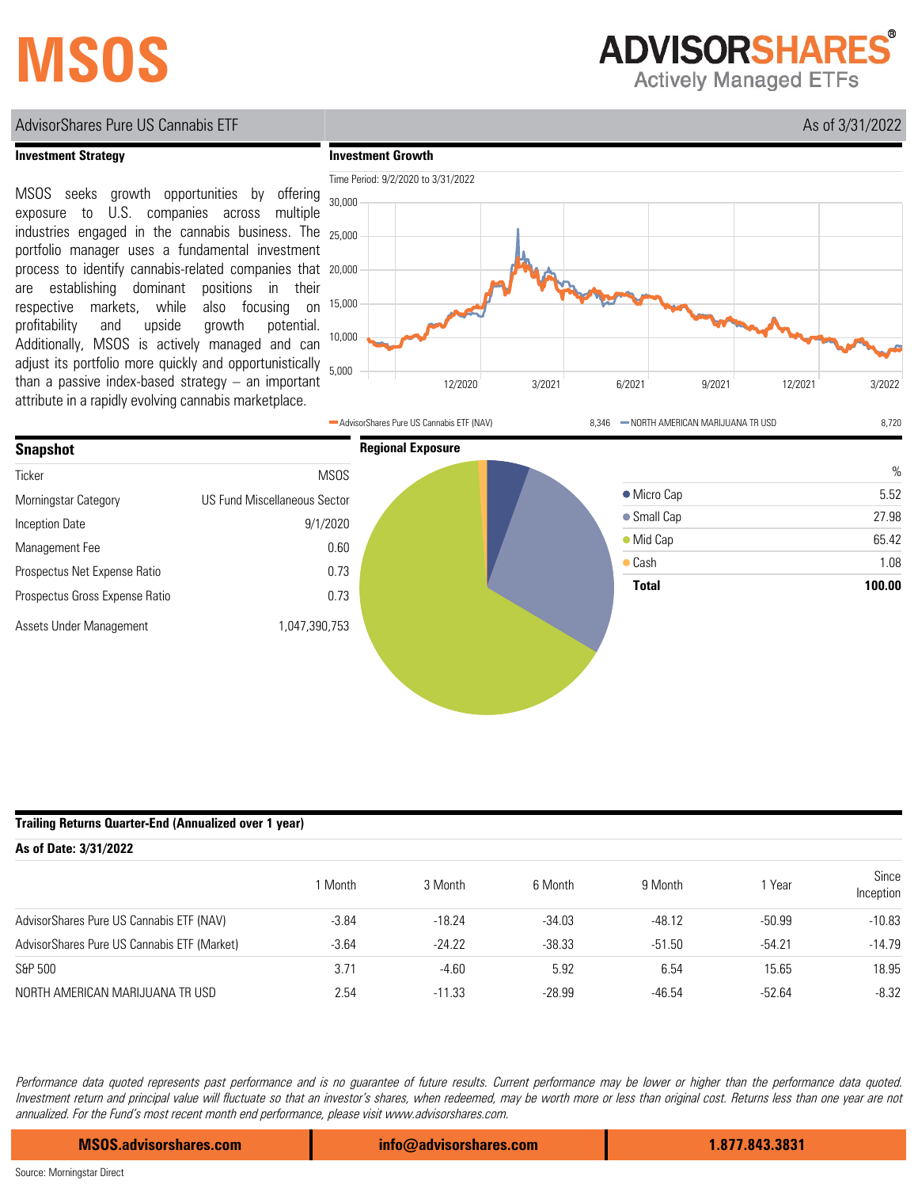# MSOS

ADVISORSHARES®
Actively Managed ETFs

AdvisorShares Pure US Cannabis ETF — As of 3/31/2022

## Investment Strategy

MSOS seeks growth opportunities by offering exposure to U.S. companies across multiple industries engaged in the cannabis business. The portfolio manager uses a fundamental investment process to identify cannabis-related companies that are establishing dominant positions in their respective markets, while also focusing on profitability and upside growth potential. Additionally, MSOS is actively managed and can adjust its portfolio more quickly and opportunistically than a passive index-based strategy – an important attribute in a rapidly evolving cannabis marketplace.

## Investment Growth

Time Period: 9/2/2020 to 3/31/2022

AdvisorShares Pure US Cannabis ETF (NAV) 8,346 — NORTH AMERICAN MARIJUANA TR USD 8,720

## Snapshot

| | |
|---|---|
| Ticker | MSOS |
| Morningstar Category | US Fund Miscellaneous Sector |
| Inception Date | 9/1/2020 |
| Management Fee | 0.60 |
| Prospectus Net Expense Ratio | 0.73 |
| Prospectus Gross Expense Ratio | 0.73 |
| Assets Under Management | 1,047,390,753 |

## Regional Exposure

| | % |
|---|---|
| Micro Cap | 5.52 |
| Small Cap | 27.98 |
| Mid Cap | 65.42 |
| Cash | 1.08 |
| **Total** | **100.00** |

## Trailing Returns Quarter-End (Annualized over 1 year)

**As of Date: 3/31/2022**

| | 1 Month | 3 Month | 6 Month | 9 Month | 1 Year | Since Inception |
|---|---|---|---|---|---|---|
| AdvisorShares Pure US Cannabis ETF (NAV) | -3.84 | -18.24 | -34.03 | -48.12 | -50.99 | -10.83 |
| AdvisorShares Pure US Cannabis ETF (Market) | -3.64 | -24.22 | -38.33 | -51.50 | -54.21 | -14.79 |
| S&P 500 | 3.71 | -4.60 | 5.92 | 6.54 | 15.65 | 18.95 |
| NORTH AMERICAN MARIJUANA TR USD | 2.54 | -11.33 | -28.99 | -46.54 | -52.64 | -8.32 |

*Performance data quoted represents past performance and is no guarantee of future results. Current performance may be lower or higher than the performance data quoted. Investment return and principal value will fluctuate so that an investor's shares, when redeemed, may be worth more or less than original cost. Returns less than one year are not annualized. For the Fund's most recent month end performance, please visit www.advisorshares.com.*

MSOS.advisorshares.com | info@advisorshares.com | 1.877.843.3831

Source: Morningstar Direct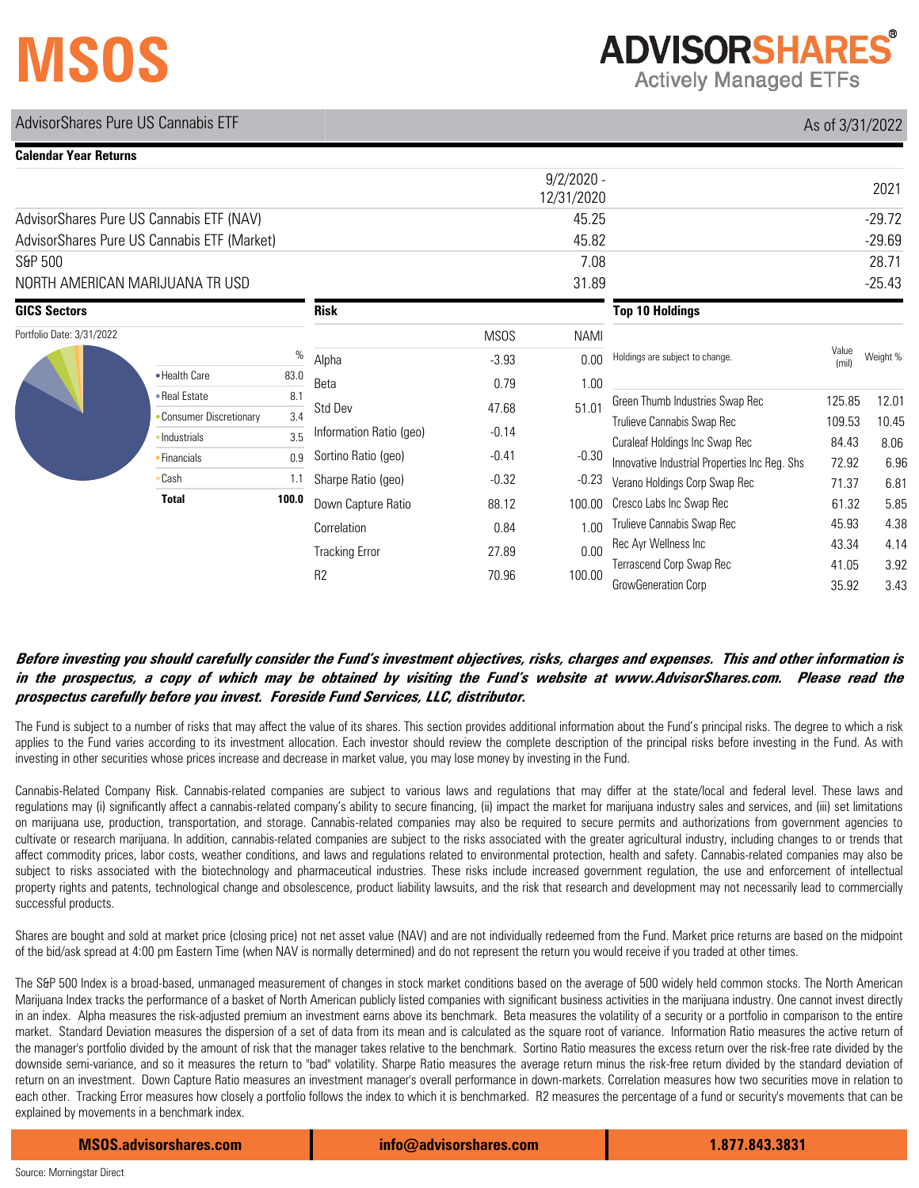# MSOS

**ADVISORSHARES®**
Actively Managed ETFs

AdvisorShares Pure US Cannabis ETF — As of 3/31/2022

## Calendar Year Returns

| | 9/2/2020 - 12/31/2020 | 2021 |
|---|---|---|
| AdvisorShares Pure US Cannabis ETF (NAV) | 45.25 | -29.72 |
| AdvisorShares Pure US Cannabis ETF (Market) | 45.82 | -29.69 |
| S&P 500 | 7.08 | 28.71 |
| NORTH AMERICAN MARIJUANA TR USD | 31.89 | -25.43 |

## GICS Sectors

Portfolio Date: 3/31/2022

| | % |
|---|---|
| Health Care | 83.0 |
| Real Estate | 8.1 |
| Consumer Discretionary | 3.4 |
| Industrials | 3.5 |
| Financials | 0.9 |
| Cash | 1.1 |
| **Total** | **100.0** |

## Risk

| | MSOS | NAMI |
|---|---|---|
| Alpha | -3.93 | 0.00 |
| Beta | 0.79 | 1.00 |
| Std Dev | 47.68 | 51.01 |
| Information Ratio (geo) | -0.14 | |
| Sortino Ratio (geo) | -0.41 | -0.30 |
| Sharpe Ratio (geo) | -0.32 | -0.23 |
| Down Capture Ratio | 88.12 | 100.00 |
| Correlation | 0.84 | 1.00 |
| Tracking Error | 27.89 | 0.00 |
| R2 | 70.96 | 100.00 |

## Top 10 Holdings

| Holdings are subject to change. | Value (mil) | Weight % |
|---|---|---|
| Green Thumb Industries Swap Rec | 125.85 | 12.01 |
| Trulieve Cannabis Swap Rec | 109.53 | 10.45 |
| Curaleaf Holdings Inc Swap Rec | 84.43 | 8.06 |
| Innovative Industrial Properties Inc Reg. Shs | 72.92 | 6.96 |
| Verano Holdings Corp Swap Rec | 71.37 | 6.81 |
| Cresco Labs Inc Swap Rec | 61.32 | 5.85 |
| Trulieve Cannabis Swap Rec | 45.93 | 4.38 |
| Rec Ayr Wellness Inc | 43.34 | 4.14 |
| Terrascend Corp Swap Rec | 41.05 | 3.92 |
| GrowGeneration Corp | 35.92 | 3.43 |

***Before investing you should carefully consider the Fund's investment objectives, risks, charges and expenses. This and other information is in the prospectus, a copy of which may be obtained by visiting the Fund's website at www.AdvisorShares.com. Please read the prospectus carefully before you invest. Foreside Fund Services, LLC, distributor.***

The Fund is subject to a number of risks that may affect the value of its shares. This section provides additional information about the Fund's principal risks. The degree to which a risk applies to the Fund varies according to its investment allocation. Each investor should review the complete description of the principal risks before investing in the Fund. As with investing in other securities whose prices increase and decrease in market value, you may lose money by investing in the Fund.

Cannabis-Related Company Risk. Cannabis-related companies are subject to various laws and regulations that may differ at the state/local and federal level. These laws and regulations may (i) significantly affect a cannabis-related company's ability to secure financing, (ii) impact the market for marijuana industry sales and services, and (iii) set limitations on marijuana use, production, transportation, and storage. Cannabis-related companies may also be required to secure permits and authorizations from government agencies to cultivate or research marijuana. In addition, cannabis-related companies are subject to the risks associated with the greater agricultural industry, including changes to or trends that affect commodity prices, labor costs, weather conditions, and laws and regulations related to environmental protection, health and safety. Cannabis-related companies may also be subject to risks associated with the biotechnology and pharmaceutical industries. These risks include increased government regulation, the use and enforcement of intellectual property rights and patents, technological change and obsolescence, product liability lawsuits, and the risk that research and development may not necessarily lead to commercially successful products.

Shares are bought and sold at market price (closing price) not net asset value (NAV) and are not individually redeemed from the Fund. Market price returns are based on the midpoint of the bid/ask spread at 4:00 pm Eastern Time (when NAV is normally determined) and do not represent the return you would receive if you traded at other times.

The S&P 500 Index is a broad-based, unmanaged measurement of changes in stock market conditions based on the average of 500 widely held common stocks. The North American Marijuana Index tracks the performance of a basket of North American publicly listed companies with significant business activities in the marijuana industry. One cannot invest directly in an index. Alpha measures the risk-adjusted premium an investment earns above its benchmark. Beta measures the volatility of a security or a portfolio in comparison to the entire market. Standard Deviation measures the dispersion of a set of data from its mean and is calculated as the square root of variance. Information Ratio measures the active return of the manager's portfolio divided by the amount of risk that the manager takes relative to the benchmark. Sortino Ratio measures the excess return over the risk-free rate divided by the downside semi-variance, and so it measures the return to "bad" volatility. Sharpe Ratio measures the average return minus the risk-free return divided by the standard deviation of return on an investment. Down Capture Ratio measures an investment manager's overall performance in down-markets. Correlation measures how two securities move in relation to each other. Tracking Error measures how closely a portfolio follows the index to which it is benchmarked. R2 measures the percentage of a fund or security's movements that can be explained by movements in a benchmark index.

**MSOS.advisorshares.com** | **info@advisorshares.com** | **1.877.843.3831**

Source: Morningstar Direct